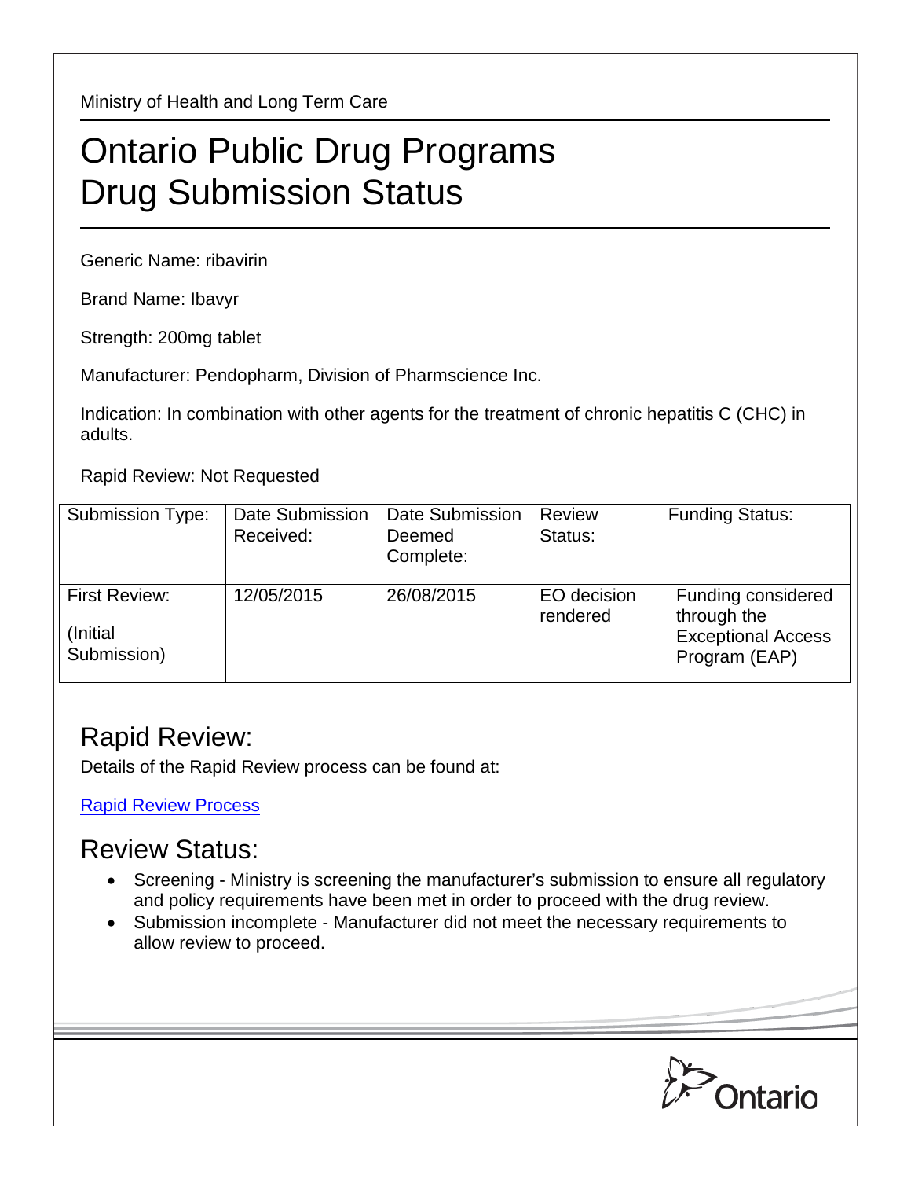Ministry of Health and Long Term Care

# Ontario Public Drug Programs Drug Submission Status

Generic Name: ribavirin

Brand Name: Ibavyr

Strength: 200mg tablet

Manufacturer: Pendopharm, Division of Pharmscience Inc.

Indication: In combination with other agents for the treatment of chronic hepatitis C (CHC) in adults.

Rapid Review: Not Requested

| Submission Type: | Date Submission Received: | Date Submission Deemed Complete: | Review Status: | Funding Status: |
|---|---|---|---|---|
| First Review: (Initial Submission) | 12/05/2015 | 26/08/2015 | EO decision rendered | Funding considered through the Exceptional Access Program (EAP) |

## Rapid Review:

Details of the Rapid Review process can be found at:

[Rapid Review Process]

## Review Status:

- Screening - Ministry is screening the manufacturer's submission to ensure all regulatory and policy requirements have been met in order to proceed with the drug review.
- Submission incomplete - Manufacturer did not meet the necessary requirements to allow review to proceed.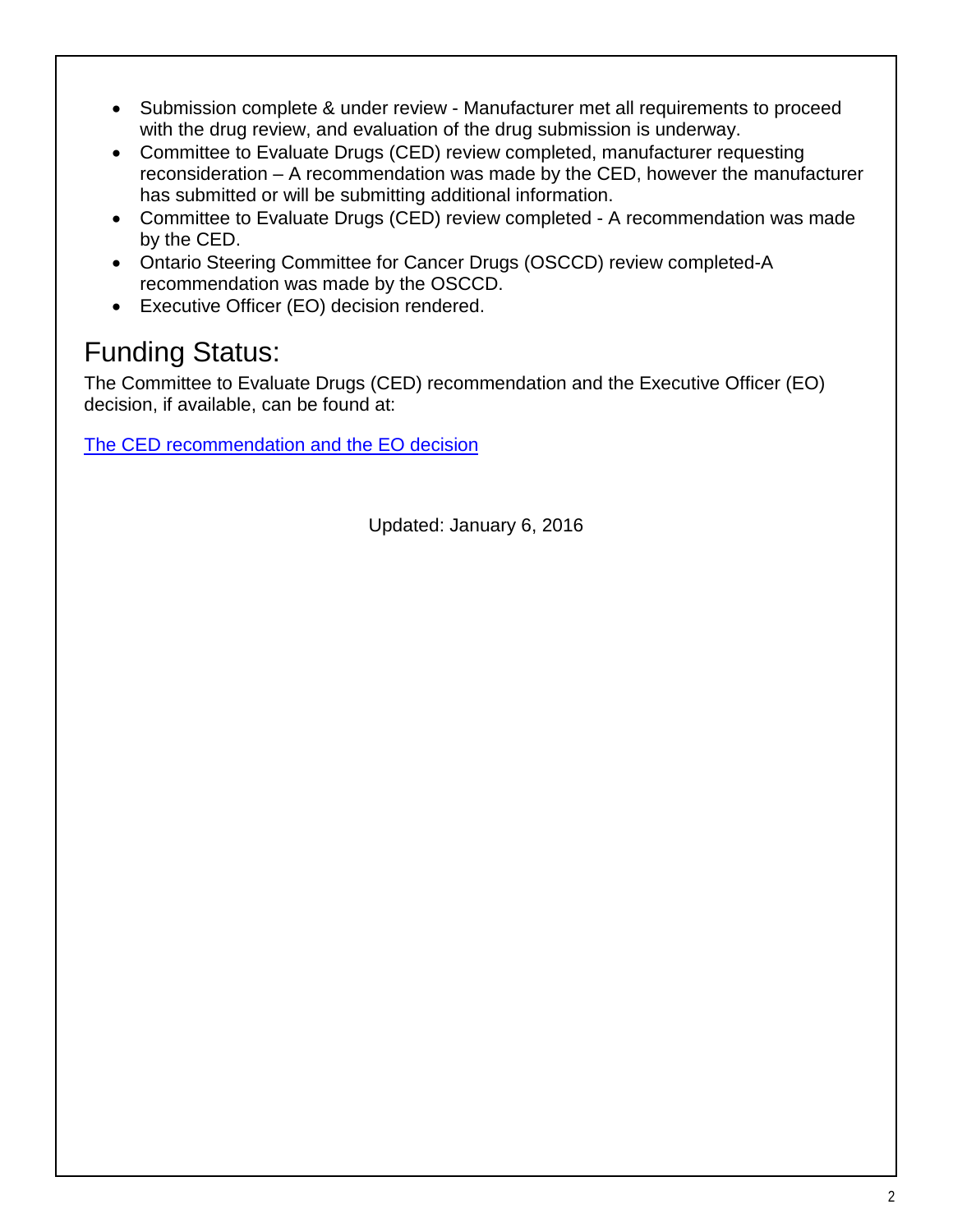- Submission complete & under review - Manufacturer met all requirements to proceed with the drug review, and evaluation of the drug submission is underway.
- Committee to Evaluate Drugs (CED) review completed, manufacturer requesting reconsideration – A recommendation was made by the CED, however the manufacturer has submitted or will be submitting additional information.
- Committee to Evaluate Drugs (CED) review completed - A recommendation was made by the CED.
- Ontario Steering Committee for Cancer Drugs (OSCCD) review completed-A recommendation was made by the OSCCD.
- Executive Officer (EO) decision rendered.

## Funding Status:

The Committee to Evaluate Drugs (CED) recommendation and the Executive Officer (EO) decision, if available, can be found at:

The CED recommendation and the EO decision

Updated: January 6, 2016